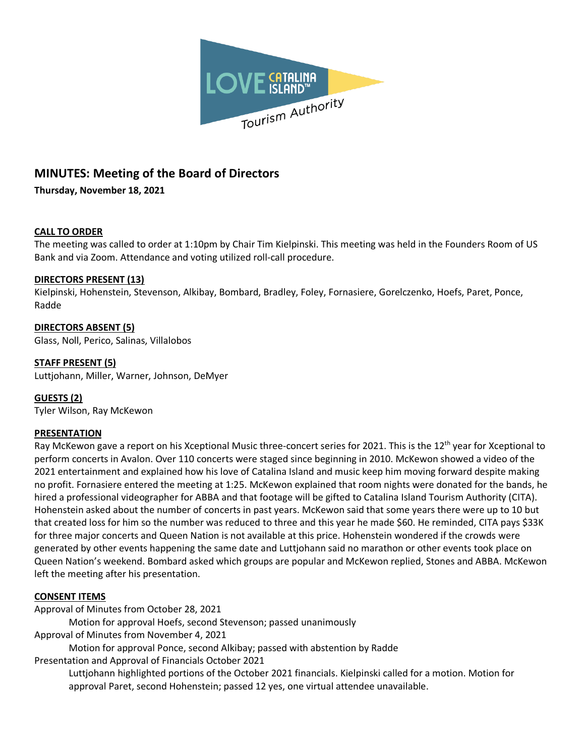LOVE CATALINA ISLAND™ Tourism Authority

# MINUTES: Meeting of the Board of Directors

**Thursday, November 18, 2021**

## CALL TO ORDER

The meeting was called to order at 1:10pm by Chair Tim Kielpinski. This meeting was held in the Founders Room of US Bank and via Zoom. Attendance and voting utilized roll-call procedure.

## DIRECTORS PRESENT (13)

Kielpinski, Hohenstein, Stevenson, Alkibay, Bombard, Bradley, Foley, Fornasiere, Gorelczenko, Hoefs, Paret, Ponce, Radde

## DIRECTORS ABSENT (5)

Glass, Noll, Perico, Salinas, Villalobos

## STAFF PRESENT (5)

Luttjohann, Miller, Warner, Johnson, DeMyer

## GUESTS (2)

Tyler Wilson, Ray McKewon

## PRESENTATION

Ray McKewon gave a report on his Xceptional Music three-concert series for 2021. This is the 12th year for Xceptional to perform concerts in Avalon. Over 110 concerts were staged since beginning in 2010. McKewon showed a video of the 2021 entertainment and explained how his love of Catalina Island and music keep him moving forward despite making no profit. Fornasiere entered the meeting at 1:25. McKewon explained that room nights were donated for the bands, he hired a professional videographer for ABBA and that footage will be gifted to Catalina Island Tourism Authority (CITA). Hohenstein asked about the number of concerts in past years. McKewon said that some years there were up to 10 but that created loss for him so the number was reduced to three and this year he made $60. He reminded, CITA pays $33K for three major concerts and Queen Nation is not available at this price. Hohenstein wondered if the crowds were generated by other events happening the same date and Luttjohann said no marathon or other events took place on Queen Nation's weekend. Bombard asked which groups are popular and McKewon replied, Stones and ABBA. McKewon left the meeting after his presentation.

## CONSENT ITEMS

Approval of Minutes from October 28, 2021

Motion for approval Hoefs, second Stevenson; passed unanimously

Approval of Minutes from November 4, 2021

Motion for approval Ponce, second Alkibay; passed with abstention by Radde

Presentation and Approval of Financials October 2021

Luttjohann highlighted portions of the October 2021 financials. Kielpinski called for a motion. Motion for approval Paret, second Hohenstein; passed 12 yes, one virtual attendee unavailable.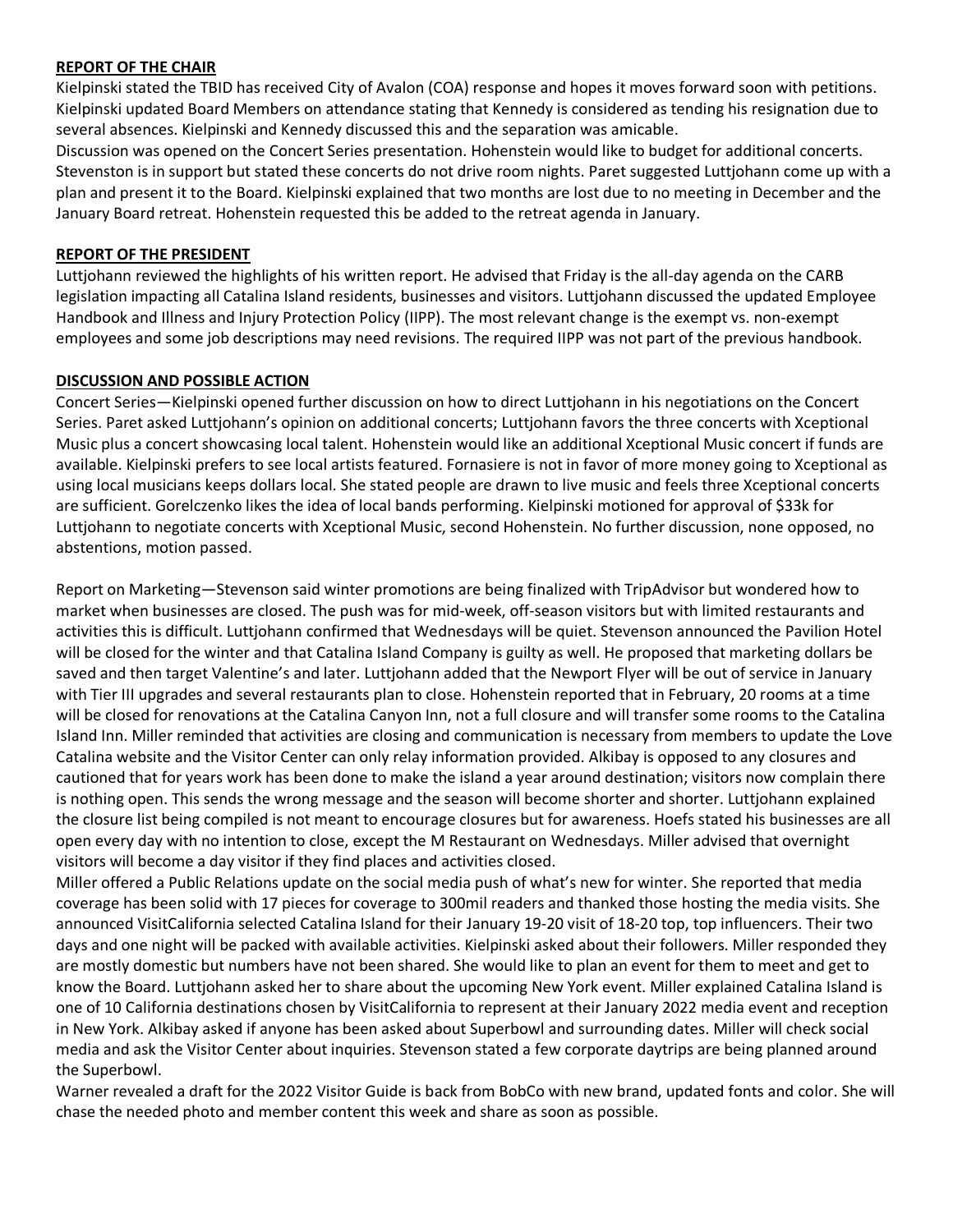**REPORT OF THE CHAIR**

Kielpinski stated the TBID has received City of Avalon (COA) response and hopes it moves forward soon with petitions. Kielpinski updated Board Members on attendance stating that Kennedy is considered as tending his resignation due to several absences. Kielpinski and Kennedy discussed this and the separation was amicable.

Discussion was opened on the Concert Series presentation. Hohenstein would like to budget for additional concerts. Stevenston is in support but stated these concerts do not drive room nights. Paret suggested Luttjohann come up with a plan and present it to the Board. Kielpinski explained that two months are lost due to no meeting in December and the January Board retreat. Hohenstein requested this be added to the retreat agenda in January.

**REPORT OF THE PRESIDENT**

Luttjohann reviewed the highlights of his written report. He advised that Friday is the all-day agenda on the CARB legislation impacting all Catalina Island residents, businesses and visitors. Luttjohann discussed the updated Employee Handbook and Illness and Injury Protection Policy (IIPP). The most relevant change is the exempt vs. non-exempt employees and some job descriptions may need revisions. The required IIPP was not part of the previous handbook.

**DISCUSSION AND POSSIBLE ACTION**

Concert Series—Kielpinski opened further discussion on how to direct Luttjohann in his negotiations on the Concert Series. Paret asked Luttjohann's opinion on additional concerts; Luttjohann favors the three concerts with Xceptional Music plus a concert showcasing local talent. Hohenstein would like an additional Xceptional Music concert if funds are available. Kielpinski prefers to see local artists featured. Fornasiere is not in favor of more money going to Xceptional as using local musicians keeps dollars local. She stated people are drawn to live music and feels three Xceptional concerts are sufficient. Gorelczenko likes the idea of local bands performing. Kielpinski motioned for approval of $33k for Luttjohann to negotiate concerts with Xceptional Music, second Hohenstein. No further discussion, none opposed, no abstentions, motion passed.

Report on Marketing—Stevenson said winter promotions are being finalized with TripAdvisor but wondered how to market when businesses are closed. The push was for mid-week, off-season visitors but with limited restaurants and activities this is difficult. Luttjohann confirmed that Wednesdays will be quiet. Stevenson announced the Pavilion Hotel will be closed for the winter and that Catalina Island Company is guilty as well. He proposed that marketing dollars be saved and then target Valentine's and later. Luttjohann added that the Newport Flyer will be out of service in January with Tier III upgrades and several restaurants plan to close. Hohenstein reported that in February, 20 rooms at a time will be closed for renovations at the Catalina Canyon Inn, not a full closure and will transfer some rooms to the Catalina Island Inn. Miller reminded that activities are closing and communication is necessary from members to update the Love Catalina website and the Visitor Center can only relay information provided. Alkibay is opposed to any closures and cautioned that for years work has been done to make the island a year around destination; visitors now complain there is nothing open. This sends the wrong message and the season will become shorter and shorter. Luttjohann explained the closure list being compiled is not meant to encourage closures but for awareness. Hoefs stated his businesses are all open every day with no intention to close, except the M Restaurant on Wednesdays. Miller advised that overnight visitors will become a day visitor if they find places and activities closed.

Miller offered a Public Relations update on the social media push of what's new for winter. She reported that media coverage has been solid with 17 pieces for coverage to 300mil readers and thanked those hosting the media visits. She announced VisitCalifornia selected Catalina Island for their January 19-20 visit of 18-20 top, top influencers. Their two days and one night will be packed with available activities. Kielpinski asked about their followers. Miller responded they are mostly domestic but numbers have not been shared. She would like to plan an event for them to meet and get to know the Board. Luttjohann asked her to share about the upcoming New York event. Miller explained Catalina Island is one of 10 California destinations chosen by VisitCalifornia to represent at their January 2022 media event and reception in New York. Alkibay asked if anyone has been asked about Superbowl and surrounding dates. Miller will check social media and ask the Visitor Center about inquiries. Stevenson stated a few corporate daytrips are being planned around the Superbowl.

Warner revealed a draft for the 2022 Visitor Guide is back from BobCo with new brand, updated fonts and color. She will chase the needed photo and member content this week and share as soon as possible.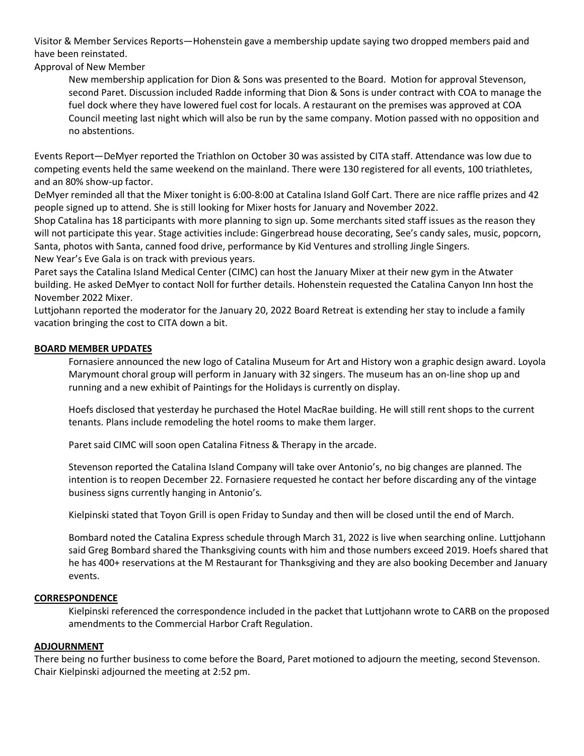Visitor & Member Services Reports—Hohenstein gave a membership update saying two dropped members paid and have been reinstated.

Approval of New Member

New membership application for Dion & Sons was presented to the Board. Motion for approval Stevenson, second Paret. Discussion included Radde informing that Dion & Sons is under contract with COA to manage the fuel dock where they have lowered fuel cost for locals. A restaurant on the premises was approved at COA Council meeting last night which will also be run by the same company. Motion passed with no opposition and no abstentions.

Events Report—DeMyer reported the Triathlon on October 30 was assisted by CITA staff. Attendance was low due to competing events held the same weekend on the mainland. There were 130 registered for all events, 100 triathletes, and an 80% show-up factor.

DeMyer reminded all that the Mixer tonight is 6:00-8:00 at Catalina Island Golf Cart. There are nice raffle prizes and 42 people signed up to attend. She is still looking for Mixer hosts for January and November 2022.

Shop Catalina has 18 participants with more planning to sign up. Some merchants sited staff issues as the reason they will not participate this year. Stage activities include: Gingerbread house decorating, See's candy sales, music, popcorn, Santa, photos with Santa, canned food drive, performance by Kid Ventures and strolling Jingle Singers.

New Year's Eve Gala is on track with previous years.

Paret says the Catalina Island Medical Center (CIMC) can host the January Mixer at their new gym in the Atwater building. He asked DeMyer to contact Noll for further details. Hohenstein requested the Catalina Canyon Inn host the November 2022 Mixer.

Luttjohann reported the moderator for the January 20, 2022 Board Retreat is extending her stay to include a family vacation bringing the cost to CITA down a bit.

**BOARD MEMBER UPDATES**

Fornasiere announced the new logo of Catalina Museum for Art and History won a graphic design award. Loyola Marymount choral group will perform in January with 32 singers. The museum has an on-line shop up and running and a new exhibit of Paintings for the Holidays is currently on display.

Hoefs disclosed that yesterday he purchased the Hotel MacRae building. He will still rent shops to the current tenants. Plans include remodeling the hotel rooms to make them larger.

Paret said CIMC will soon open Catalina Fitness & Therapy in the arcade.

Stevenson reported the Catalina Island Company will take over Antonio's, no big changes are planned. The intention is to reopen December 22. Fornasiere requested he contact her before discarding any of the vintage business signs currently hanging in Antonio's.

Kielpinski stated that Toyon Grill is open Friday to Sunday and then will be closed until the end of March.

Bombard noted the Catalina Express schedule through March 31, 2022 is live when searching online. Luttjohann said Greg Bombard shared the Thanksgiving counts with him and those numbers exceed 2019. Hoefs shared that he has 400+ reservations at the M Restaurant for Thanksgiving and they are also booking December and January events.

**CORRESPONDENCE**

Kielpinski referenced the correspondence included in the packet that Luttjohann wrote to CARB on the proposed amendments to the Commercial Harbor Craft Regulation.

**ADJOURNMENT**

There being no further business to come before the Board, Paret motioned to adjourn the meeting, second Stevenson. Chair Kielpinski adjourned the meeting at 2:52 pm.